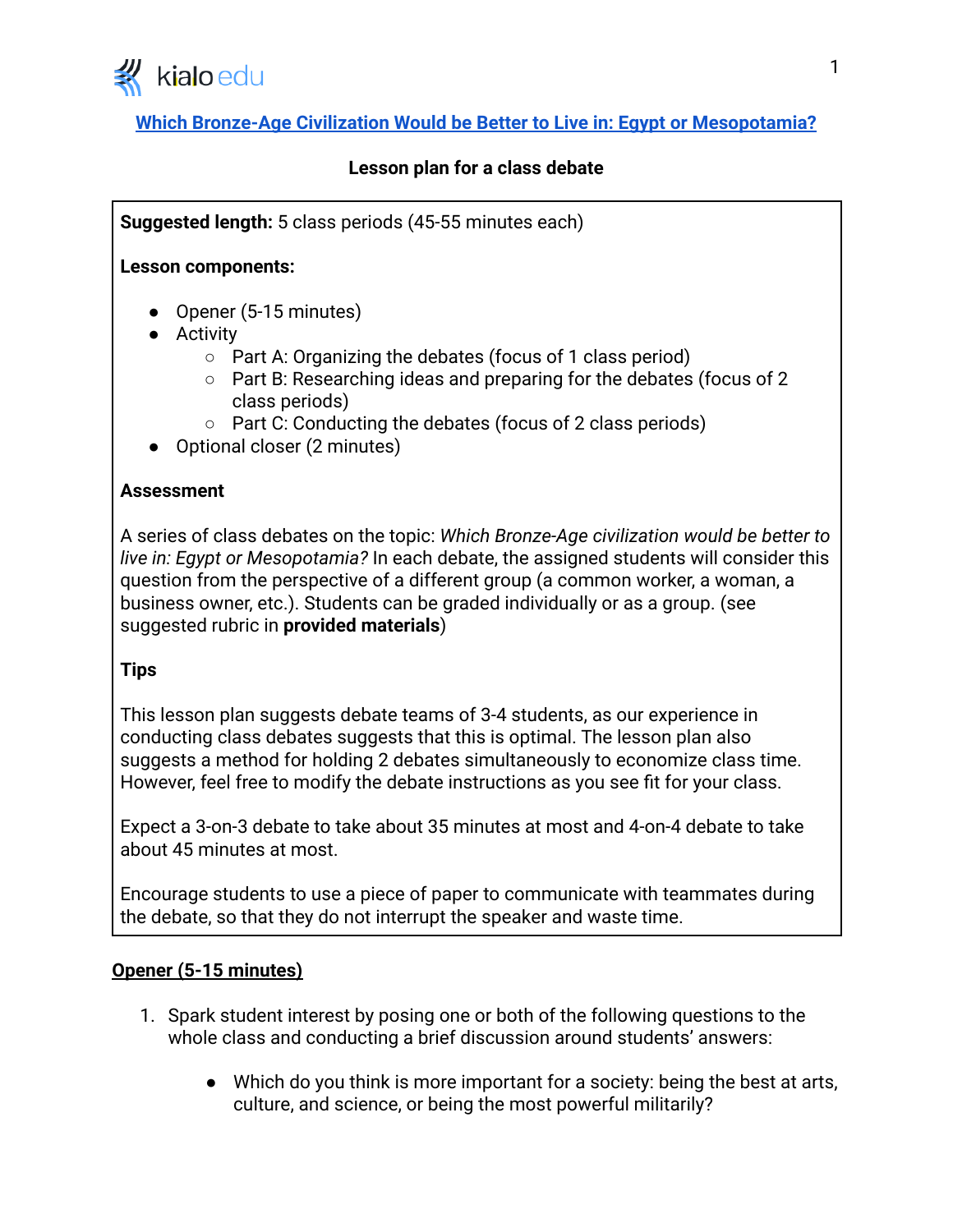kialo edu

[Which Bronze-Age Civilization Would be Better to Live in: Egypt or Mesopotamia?]

**Lesson plan for a class debate**

**Suggested length:** 5 class periods (45-55 minutes each)

**Lesson components:**

- Opener (5-15 minutes)
- Activity
  - Part A: Organizing the debates (focus of 1 class period)
  - Part B: Researching ideas and preparing for the debates (focus of 2 class periods)
  - Part C: Conducting the debates (focus of 2 class periods)
- Optional closer (2 minutes)

**Assessment**

A series of class debates on the topic: *Which Bronze-Age civilization would be better to live in: Egypt or Mesopotamia?* In each debate, the assigned students will consider this question from the perspective of a different group (a common worker, a woman, a business owner, etc.). Students can be graded individually or as a group. (see suggested rubric in **provided materials**)

**Tips**

This lesson plan suggests debate teams of 3-4 students, as our experience in conducting class debates suggests that this is optimal. The lesson plan also suggests a method for holding 2 debates simultaneously to economize class time. However, feel free to modify the debate instructions as you see fit for your class.

Expect a 3-on-3 debate to take about 35 minutes at most and 4-on-4 debate to take about 45 minutes at most.

Encourage students to use a piece of paper to communicate with teammates during the debate, so that they do not interrupt the speaker and waste time.

## Opener (5-15 minutes)

1. Spark student interest by posing one or both of the following questions to the whole class and conducting a brief discussion around students' answers:
   - Which do you think is more important for a society: being the best at arts, culture, and science, or being the most powerful militarily?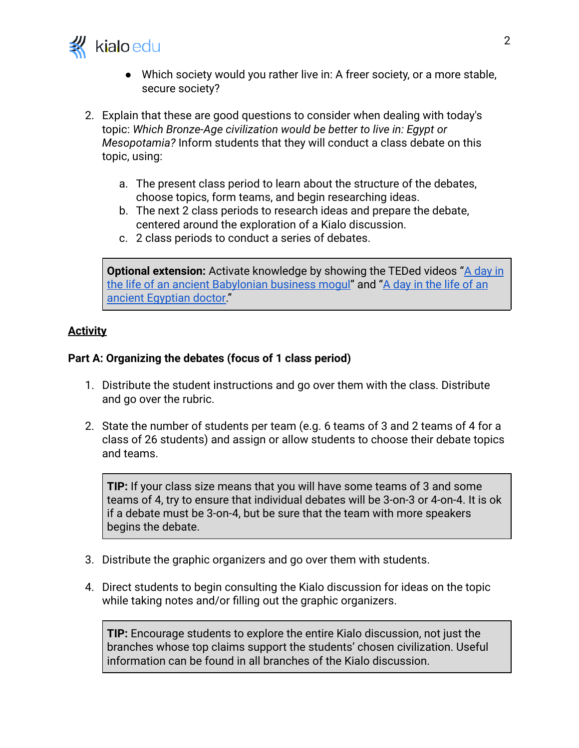- Which society would you rather live in: A freer society, or a more stable, secure society?

2. Explain that these are good questions to consider when dealing with today's topic: *Which Bronze-Age civilization would be better to live in: Egypt or Mesopotamia?* Inform students that they will conduct a class debate on this topic, using:

   a. The present class period to learn about the structure of the debates, choose topics, form teams, and begin researching ideas.
   b. The next 2 class periods to research ideas and prepare the debate, centered around the exploration of a Kialo discussion.
   c. 2 class periods to conduct a series of debates.

> **Optional extension:** Activate knowledge by showing the TEDed videos "A day in the life of an ancient Babylonian business mogul" and "A day in the life of an ancient Egyptian doctor."

## Activity

### Part A: Organizing the debates (focus of 1 class period)

1. Distribute the student instructions and go over them with the class. Distribute and go over the rubric.

2. State the number of students per team (e.g. 6 teams of 3 and 2 teams of 4 for a class of 26 students) and assign or allow students to choose their debate topics and teams.

> **TIP:** If your class size means that you will have some teams of 3 and some teams of 4, try to ensure that individual debates will be 3-on-3 or 4-on-4. It is ok if a debate must be 3-on-4, but be sure that the team with more speakers begins the debate.

3. Distribute the graphic organizers and go over them with students.

4. Direct students to begin consulting the Kialo discussion for ideas on the topic while taking notes and/or filling out the graphic organizers.

> **TIP:** Encourage students to explore the entire Kialo discussion, not just the branches whose top claims support the students' chosen civilization. Useful information can be found in all branches of the Kialo discussion.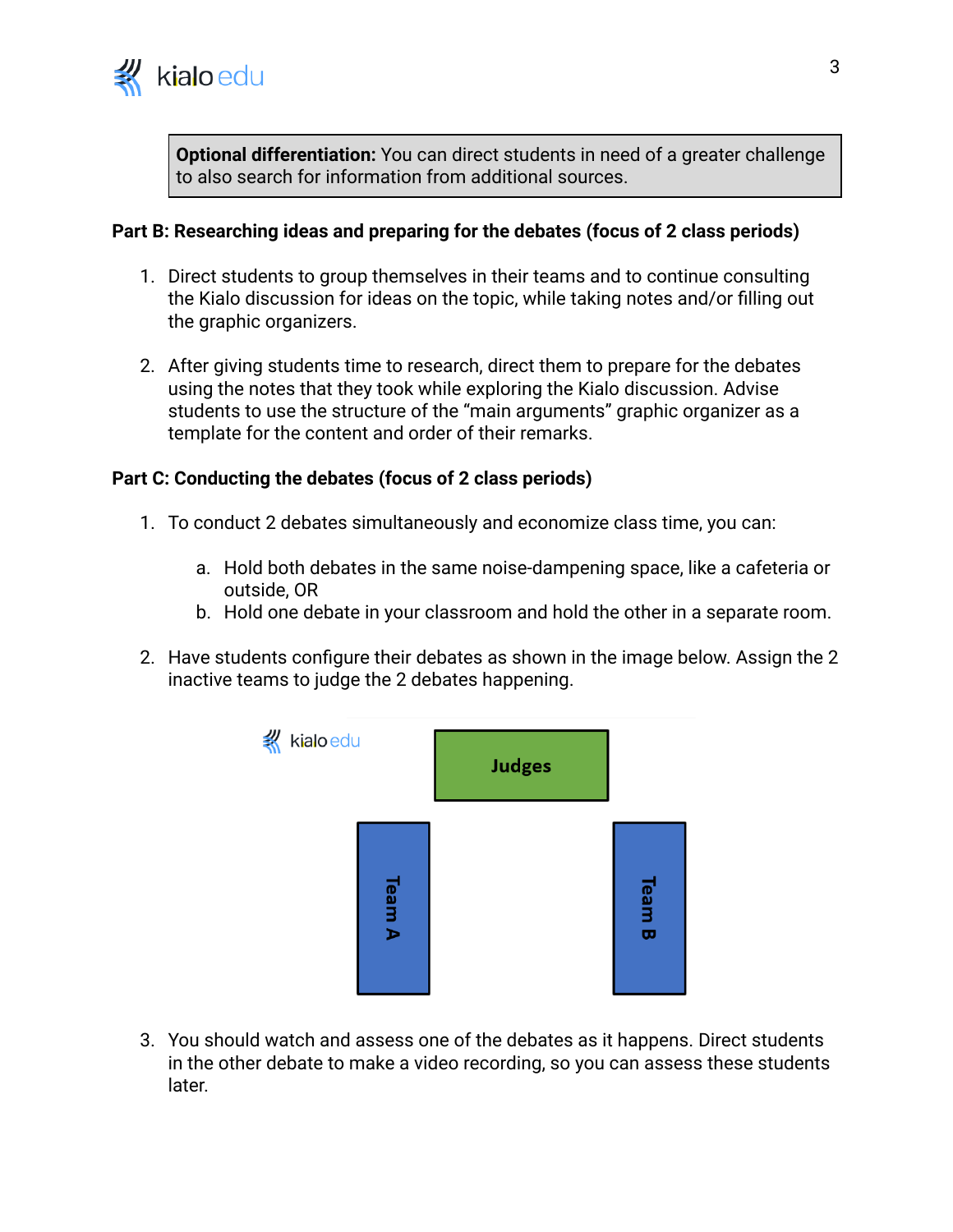> **Optional differentiation:** You can direct students in need of a greater challenge to also search for information from additional sources.

**Part B: Researching ideas and preparing for the debates (focus of 2 class periods)**

1. Direct students to group themselves in their teams and to continue consulting the Kialo discussion for ideas on the topic, while taking notes and/or filling out the graphic organizers.

2. After giving students time to research, direct them to prepare for the debates using the notes that they took while exploring the Kialo discussion. Advise students to use the structure of the "main arguments" graphic organizer as a template for the content and order of their remarks.

**Part C: Conducting the debates (focus of 2 class periods)**

1. To conduct 2 debates simultaneously and economize class time, you can:

   a. Hold both debates in the same noise-dampening space, like a cafeteria or outside, OR
   b. Hold one debate in your classroom and hold the other in a separate room.

2. Have students configure their debates as shown in the image below. Assign the 2 inactive teams to judge the 2 debates happening.

Judges

Team A

Team B

3. You should watch and assess one of the debates as it happens. Direct students in the other debate to make a video recording, so you can assess these students later.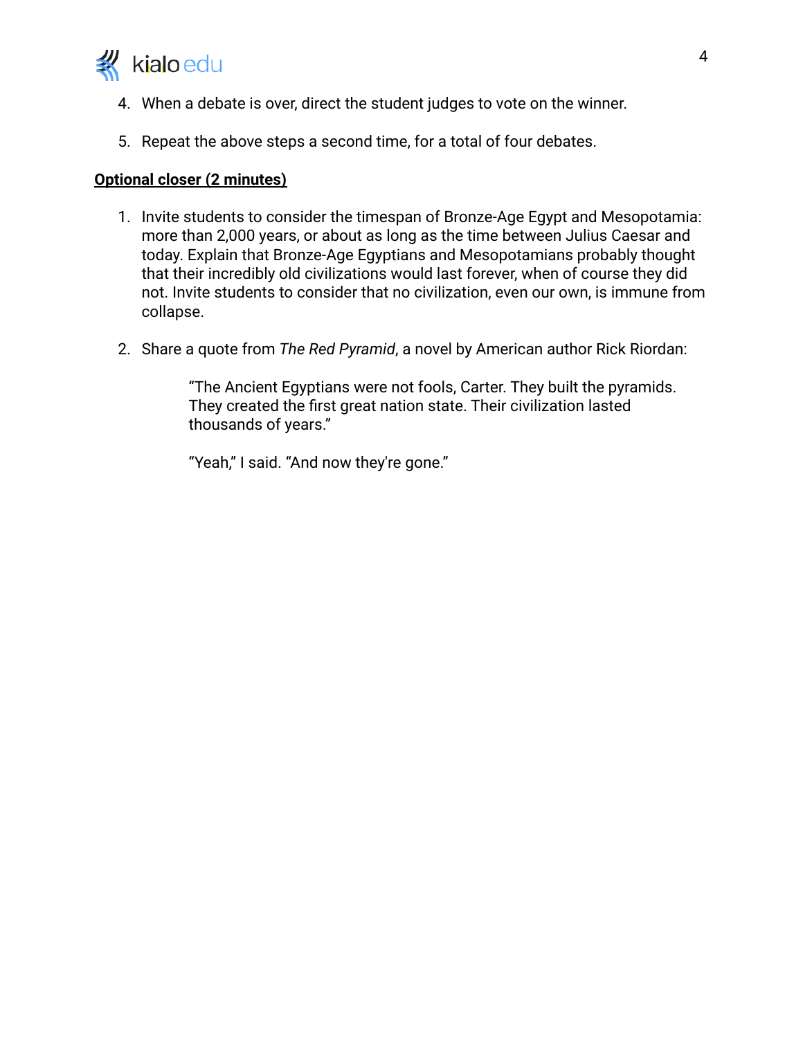4. When a debate is over, direct the student judges to vote on the winner.

5. Repeat the above steps a second time, for a total of four debates.

**Optional closer (2 minutes)**

1. Invite students to consider the timespan of Bronze-Age Egypt and Mesopotamia: more than 2,000 years, or about as long as the time between Julius Caesar and today. Explain that Bronze-Age Egyptians and Mesopotamians probably thought that their incredibly old civilizations would last forever, when of course they did not. Invite students to consider that no civilization, even our own, is immune from collapse.

2. Share a quote from *The Red Pyramid*, a novel by American author Rick Riordan:

    > "The Ancient Egyptians were not fools, Carter. They built the pyramids. They created the first great nation state. Their civilization lasted thousands of years."
    >
    > "Yeah," I said. "And now they're gone."